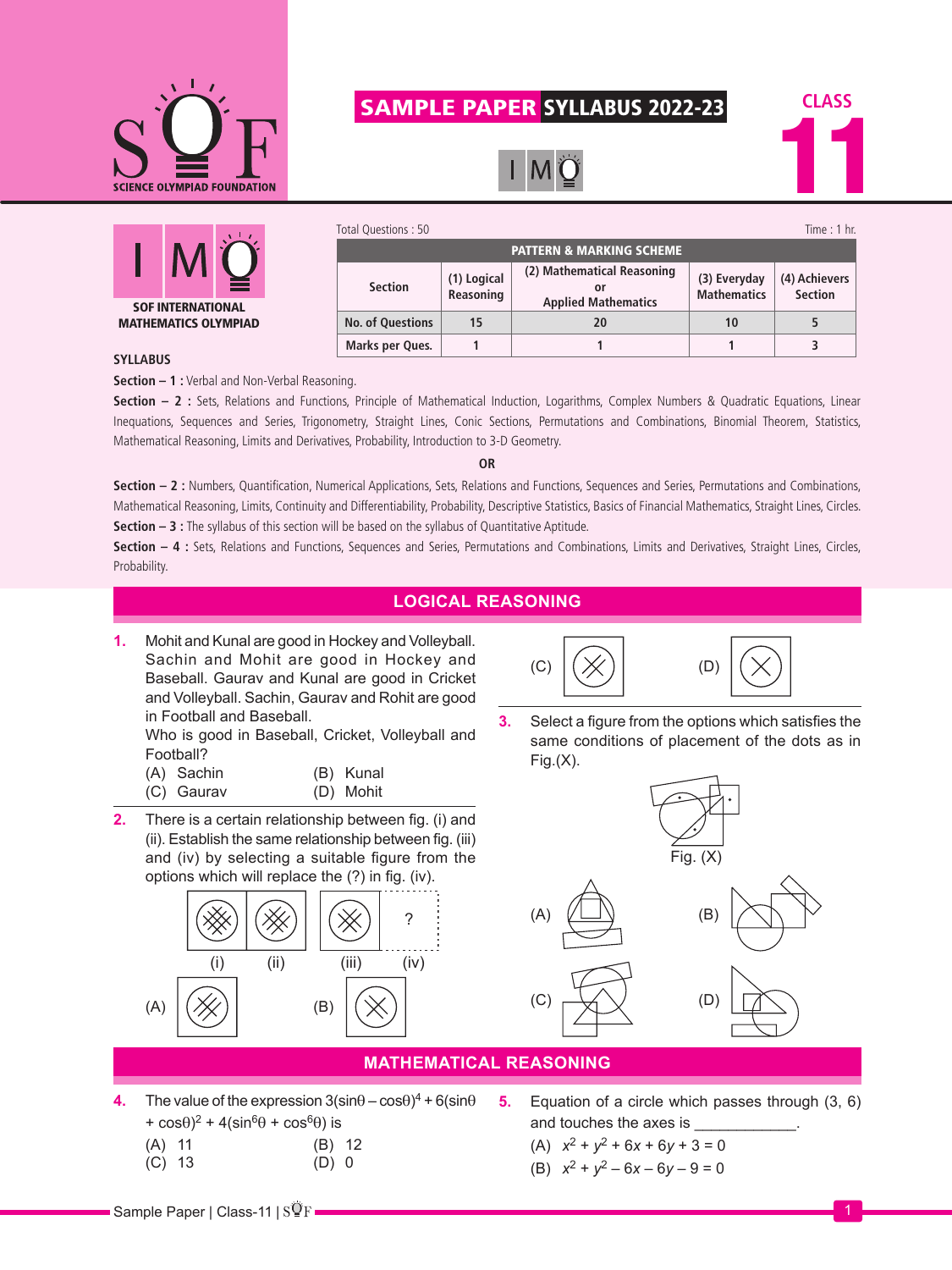# SAMPLE PAPER SYLLABUS 2022-23

## CLASS 11

## IMO — SOF INTERNATIONAL MATHEMATICS OLYMPIAD

Total Questions : 50 — Time : 1 hr.

**PATTERN & MARKING SCHEME**

| Section | (1) Logical Reasoning | (2) Mathematical Reasoning or Applied Mathematics | (3) Everyday Mathematics | (4) Achievers Section |
|---|---|---|---|---|
| No. of Questions | 15 | 20 | 10 | 5 |
| Marks per Ques. | 1 | 1 | 1 | 3 |

### SYLLABUS

**Section – 1 :** Verbal and Non-Verbal Reasoning.

**Section – 2 :** Sets, Relations and Functions, Principle of Mathematical Induction, Logarithms, Complex Numbers & Quadratic Equations, Linear Inequations, Sequences and Series, Trigonometry, Straight Lines, Conic Sections, Permutations and Combinations, Binomial Theorem, Statistics, Mathematical Reasoning, Limits and Derivatives, Probability, Introduction to 3-D Geometry.

**OR**

**Section – 2 :** Numbers, Quantification, Numerical Applications, Sets, Relations and Functions, Sequences and Series, Permutations and Combinations, Mathematical Reasoning, Limits, Continuity and Differentiability, Probability, Descriptive Statistics, Basics of Financial Mathematics, Straight Lines, Circles.

**Section – 3 :** The syllabus of this section will be based on the syllabus of Quantitative Aptitude.

**Section – 4 :** Sets, Relations and Functions, Sequences and Series, Permutations and Combinations, Limits and Derivatives, Straight Lines, Circles, Probability.

## LOGICAL REASONING

**1.** Mohit and Kunal are good in Hockey and Volleyball. Sachin and Mohit are good in Hockey and Baseball. Gaurav and Kunal are good in Cricket and Volleyball. Sachin, Gaurav and Rohit are good in Football and Baseball.
Who is good in Baseball, Cricket, Volleyball and Football?

(A) Sachin (B) Kunal
(C) Gaurav (D) Mohit

**2.** There is a certain relationship between fig. (i) and (ii). Establish the same relationship between fig. (iii) and (iv) by selecting a suitable figure from the options which will replace the (?) in fig. (iv).

(i) (ii) (iii) (iv) ?

(A) (B) (C) (D)

**3.** Select a figure from the options which satisfies the same conditions of placement of the dots as in Fig.(X).

Fig. (X)

(A) (B) (C) (D)

## MATHEMATICAL REASONING

**4.** The value of the expression $3(\sin\theta - \cos\theta)^4 + 6(\sin\theta + \cos\theta)^2 + 4(\sin^6\theta + \cos^6\theta)$ is

(A) 11 (B) 12
(C) 13 (D) 0

**5.** Equation of a circle which passes through (3, 6) and touches the axes is ____________.

(A) $x^2 + y^2 + 6x + 6y + 3 = 0$
(B) $x^2 + y^2 - 6x - 6y - 9 = 0$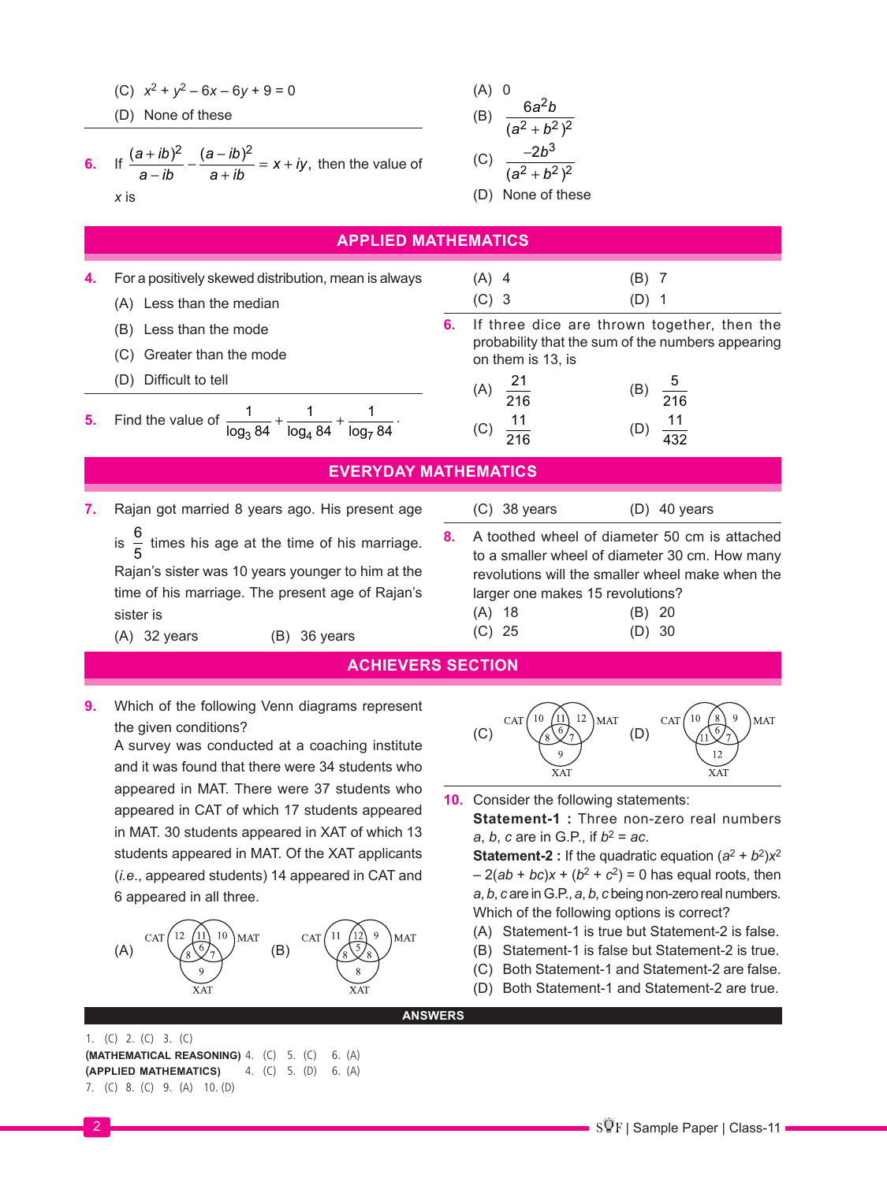(C) $x^2 + y^2 - 6x - 6y + 9 = 0$

(D) None of these

**6.** If $\dfrac{(a+ib)^2}{a-ib} - \dfrac{(a-ib)^2}{a+ib} = x + iy$, then the value of $x$ is

(A) 0

(B) $\dfrac{6a^2b}{(a^2+b^2)^2}$

(C) $\dfrac{-2b^3}{(a^2+b^2)^2}$

(D) None of these

## APPLIED MATHEMATICS

**4.** For a positively skewed distribution, mean is always

(A) Less than the median

(B) Less than the mode

(C) Greater than the mode

(D) Difficult to tell

**5.** Find the value of $\dfrac{1}{\log_3 84} + \dfrac{1}{\log_4 84} + \dfrac{1}{\log_7 84}$.

(A) 4 (B) 7

(C) 3 (D) 1

**6.** If three dice are thrown together, then the probability that the sum of the numbers appearing on them is 13, is

(A) $\dfrac{21}{216}$ (B) $\dfrac{5}{216}$

(C) $\dfrac{11}{216}$ (D) $\dfrac{11}{432}$

## EVERYDAY MATHEMATICS

**7.** Rajan got married 8 years ago. His present age is $\dfrac{6}{5}$ times his age at the time of his marriage. Rajan's sister was 10 years younger to him at the time of his marriage. The present age of Rajan's sister is

(A) 32 years (B) 36 years

(C) 38 years (D) 40 years

**8.** A toothed wheel of diameter 50 cm is attached to a smaller wheel of diameter 30 cm. How many revolutions will the smaller wheel make when the larger one makes 15 revolutions?

(A) 18 (B) 20

(C) 25 (D) 30

## ACHIEVERS SECTION

**9.** Which of the following Venn diagrams represent the given conditions?

A survey was conducted at a coaching institute and it was found that there were 34 students who appeared in MAT. There were 37 students who appeared in CAT of which 17 students appeared in MAT. 30 students appeared in XAT of which 13 students appeared in MAT. Of the XAT applicants (*i.e.*, appeared students) 14 appeared in CAT and 6 appeared in all three.

(A) CAT 12, 11, 10 MAT, 8, 6, 7, 9, XAT

(B) CAT 11, 12, 9 MAT, 8, 5, 8, 8, XAT

(C) CAT 10, 11, 12 MAT, 8, 6, 7, 9, XAT

(D) CAT 10, 8, 9 MAT, 11, 6, 7, 12, XAT

**10.** Consider the following statements:

**Statement-1 :** Three non-zero real numbers $a$, $b$, $c$ are in G.P., if $b^2 = ac$.

**Statement-2 :** If the quadratic equation $(a^2 + b^2)x^2 - 2(ab + bc)x + (b^2 + c^2) = 0$ has equal roots, then $a, b, c$ are in G.P., $a, b, c$ being non-zero real numbers.

Which of the following options is correct?

(A) Statement-1 is true but Statement-2 is false.

(B) Statement-1 is false but Statement-2 is true.

(C) Both Statement-1 and Statement-2 are false.

(D) Both Statement-1 and Statement-2 are true.

## ANSWERS

1. (C) 2. (C) 3. (C)

**(MATHEMATICAL REASONING)** 4. (C) 5. (C) 6. (A)

**(APPLIED MATHEMATICS)** 4. (C) 5. (D) 6. (A)

7. (C) 8. (C) 9. (A) 10. (D)